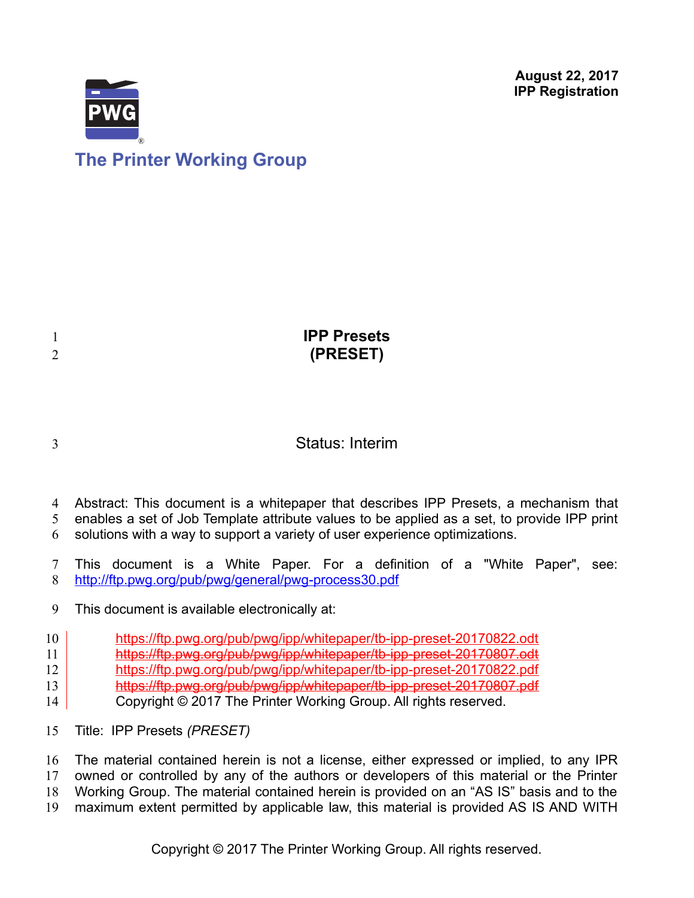August 22, 2017
**IPP Registration**

The Printer Working Group

# IPP Presets
# (PRESET)

Status: Interim

Abstract: This document is a whitepaper that describes IPP Presets, a mechanism that enables a set of Job Template attribute values to be applied as a set, to provide IPP print solutions with a way to support a variety of user experience optimizations.

This document is a White Paper. For a definition of a "White Paper", see: http://ftp.pwg.org/pub/pwg/general/pwg-process30.pdf

This document is available electronically at:

https://ftp.pwg.org/pub/pwg/ipp/whitepaper/tb-ipp-preset-20170822.odt
~~https://ftp.pwg.org/pub/pwg/ipp/whitepaper/tb-ipp-preset-20170807.odt~~
https://ftp.pwg.org/pub/pwg/ipp/whitepaper/tb-ipp-preset-20170822.pdf
~~https://ftp.pwg.org/pub/pwg/ipp/whitepaper/tb-ipp-preset-20170807.pdf~~
Copyright © 2017 The Printer Working Group. All rights reserved.

Title: IPP Presets *(PRESET)*

The material contained herein is not a license, either expressed or implied, to any IPR owned or controlled by any of the authors or developers of this material or the Printer Working Group. The material contained herein is provided on an “AS IS” basis and to the maximum extent permitted by applicable law, this material is provided AS IS AND WITH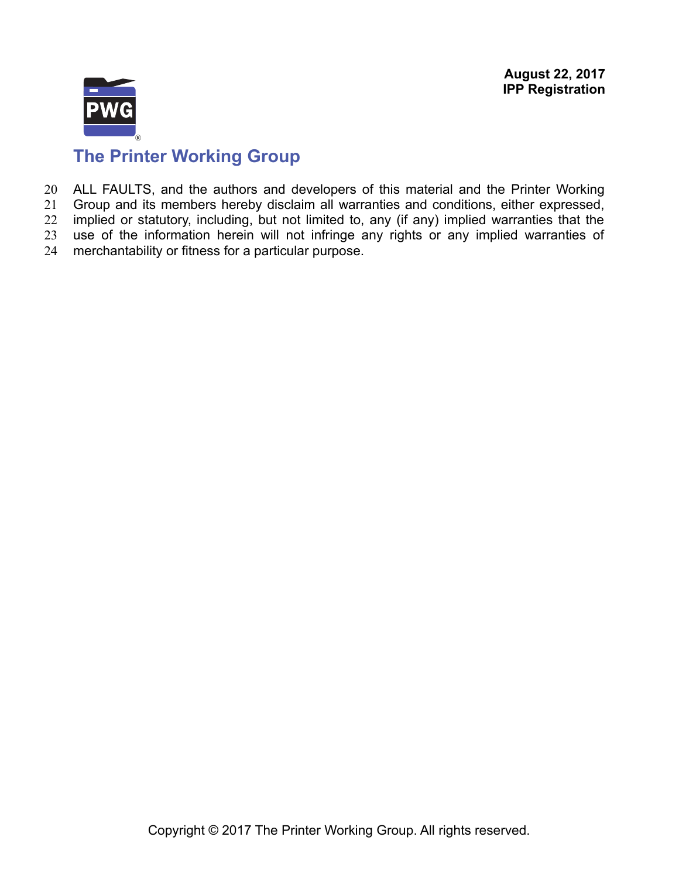ALL FAULTS, and the authors and developers of this material and the Printer Working Group and its members hereby disclaim all warranties and conditions, either expressed, implied or statutory, including, but not limited to, any (if any) implied warranties that the use of the information herein will not infringe any rights or any implied warranties of merchantability or fitness for a particular purpose.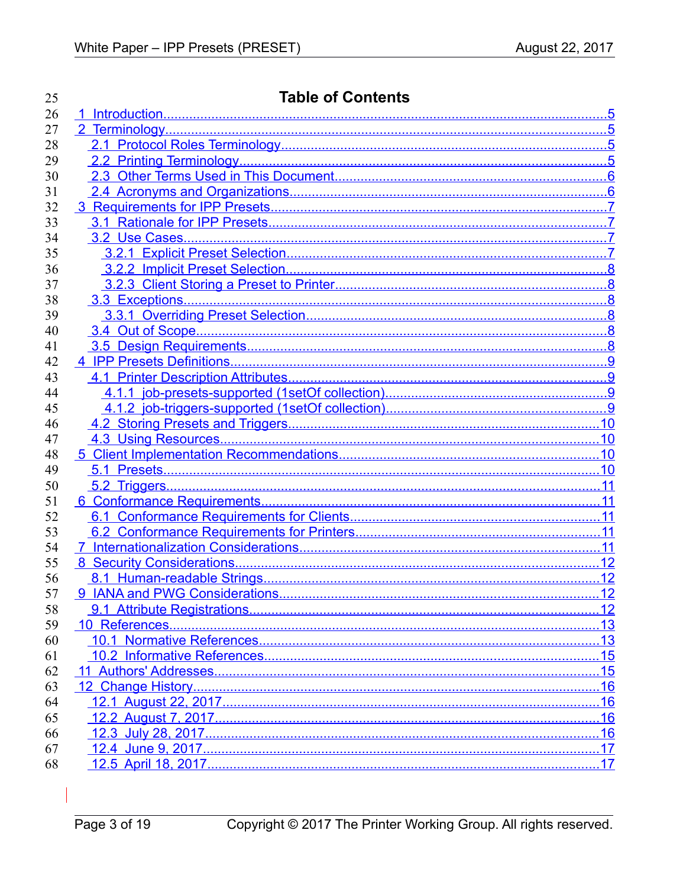# Table of Contents

- 1 Introduction....5
- 2 Terminology....5
  - 2.1 Protocol Roles Terminology....5
  - 2.2 Printing Terminology....5
  - 2.3 Other Terms Used in This Document....6
  - 2.4 Acronyms and Organizations....6
- 3 Requirements for IPP Presets....7
  - 3.1 Rationale for IPP Presets....7
  - 3.2 Use Cases....7
    - 3.2.1 Explicit Preset Selection....7
    - 3.2.2 Implicit Preset Selection....8
    - 3.2.3 Client Storing a Preset to Printer....8
  - 3.3 Exceptions....8
    - 3.3.1 Overriding Preset Selection....8
  - 3.4 Out of Scope....8
  - 3.5 Design Requirements....8
- 4 IPP Presets Definitions....9
  - 4.1 Printer Description Attributes....9
    - 4.1.1 job-presets-supported (1setOf collection)....9
    - 4.1.2 job-triggers-supported (1setOf collection)....9
  - 4.2 Storing Presets and Triggers....10
  - 4.3 Using Resources....10
- 5 Client Implementation Recommendations....10
  - 5.1 Presets....10
  - 5.2 Triggers....11
- 6 Conformance Requirements....11
  - 6.1 Conformance Requirements for Clients....11
  - 6.2 Conformance Requirements for Printers....11
- 7 Internationalization Considerations....11
- 8 Security Considerations....12
  - 8.1 Human-readable Strings....12
- 9 IANA and PWG Considerations....12
  - 9.1 Attribute Registrations....12
- 10 References....13
  - 10.1 Normative References....13
  - 10.2 Informative References....15
- 11 Authors' Addresses....15
- 12 Change History....16
  - 12.1 August 22, 2017....16
  - 12.2 August 7, 2017....16
  - 12.3 July 28, 2017....16
  - 12.4 June 9, 2017....17
  - 12.5 April 18, 2017....17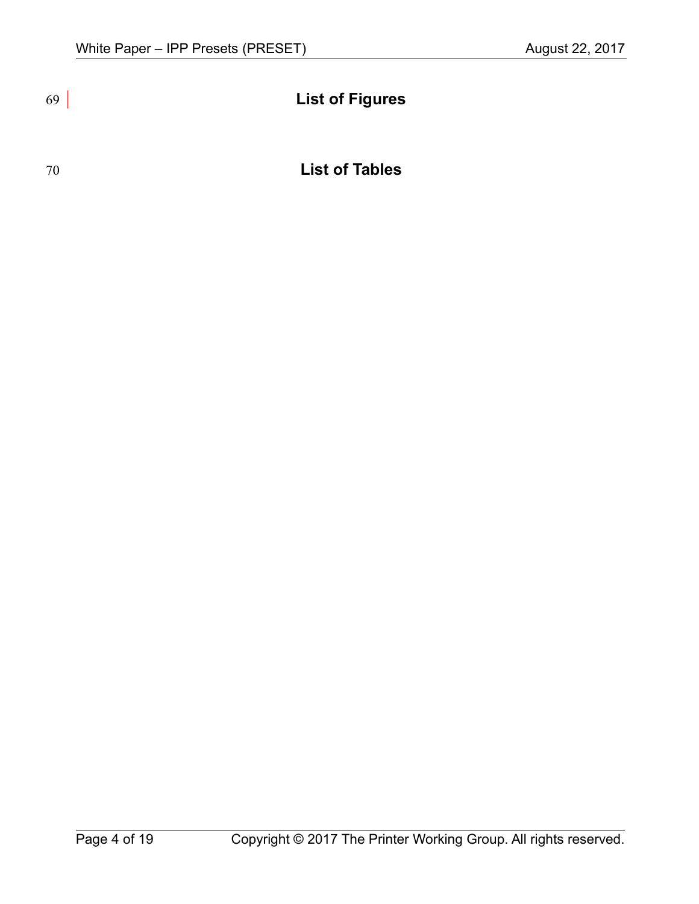# List of Figures

# List of Tables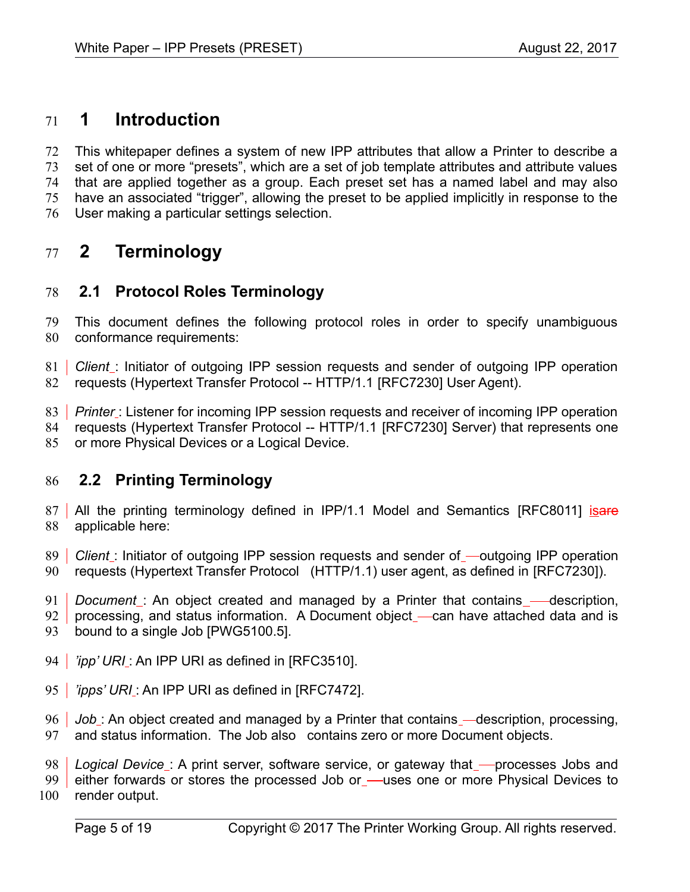# 1 Introduction

This whitepaper defines a system of new IPP attributes that allow a Printer to describe a set of one or more "presets", which are a set of job template attributes and attribute values that are applied together as a group. Each preset set has a named label and may also have an associated "trigger", allowing the preset to be applied implicitly in response to the User making a particular settings selection.

# 2 Terminology

## 2.1 Protocol Roles Terminology

This document defines the following protocol roles in order to specify unambiguous conformance requirements:

*Client*: Initiator of outgoing IPP session requests and sender of outgoing IPP operation requests (Hypertext Transfer Protocol -- HTTP/1.1 [RFC7230] User Agent).

*Printer*: Listener for incoming IPP session requests and receiver of incoming IPP operation requests (Hypertext Transfer Protocol -- HTTP/1.1 [RFC7230] Server) that represents one or more Physical Devices or a Logical Device.

## 2.2 Printing Terminology

All the printing terminology defined in IPP/1.1 Model and Semantics [RFC8011] is applicable here:

*Client*: Initiator of outgoing IPP session requests and sender of outgoing IPP operation requests (Hypertext Transfer Protocol (HTTP/1.1) user agent, as defined in [RFC7230]).

*Document*: An object created and managed by a Printer that contains description, processing, and status information. A Document object can have attached data and is bound to a single Job [PWG5100.5].

*'ipp' URI*: An IPP URI as defined in [RFC3510].

*'ipps' URI*: An IPP URI as defined in [RFC7472].

*Job*: An object created and managed by a Printer that contains description, processing, and status information. The Job also contains zero or more Document objects.

*Logical Device*: A print server, software service, or gateway that processes Jobs and either forwards or stores the processed Job or uses one or more Physical Devices to render output.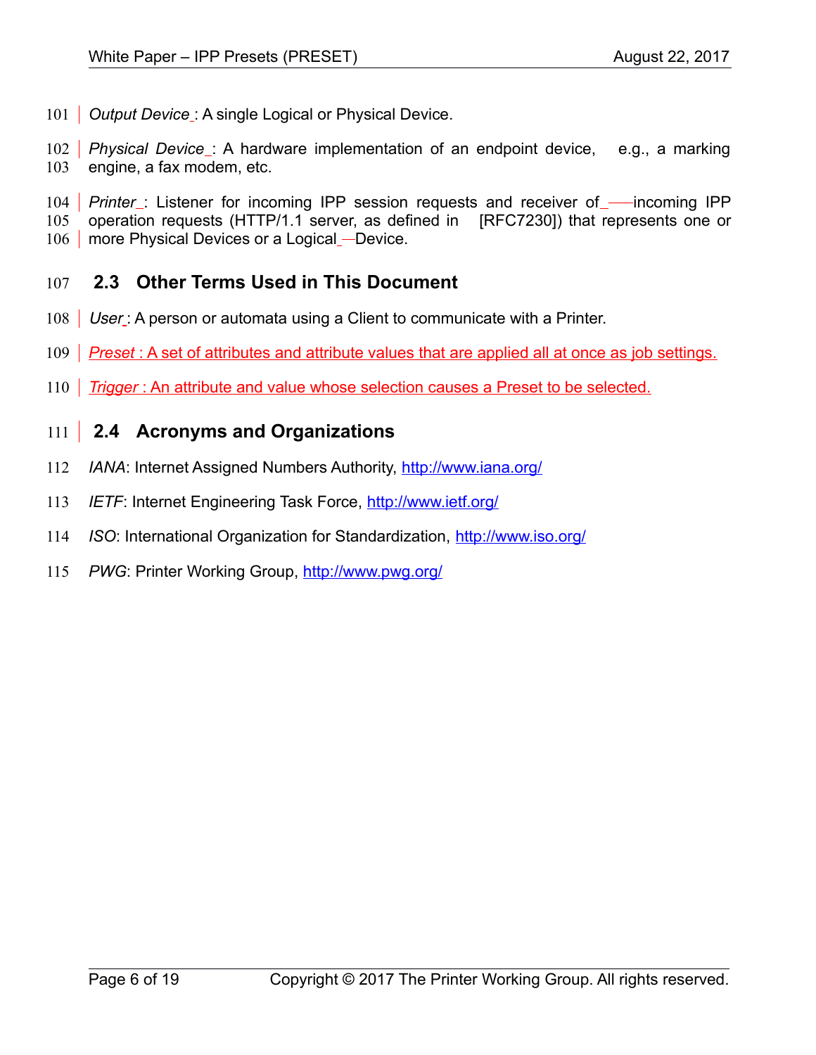*Output Device*: A single Logical or Physical Device.

*Physical Device*: A hardware implementation of an endpoint device, e.g., a marking engine, a fax modem, etc.

*Printer*: Listener for incoming IPP session requests and receiver of incoming IPP operation requests (HTTP/1.1 server, as defined in [RFC7230]) that represents one or more Physical Devices or a Logical Device.

## 2.3 Other Terms Used in This Document

*User*: A person or automata using a Client to communicate with a Printer.

*Preset*: A set of attributes and attribute values that are applied all at once as job settings.

*Trigger*: An attribute and value whose selection causes a Preset to be selected.

## 2.4 Acronyms and Organizations

*IANA*: Internet Assigned Numbers Authority, http://www.iana.org/

*IETF*: Internet Engineering Task Force, http://www.ietf.org/

*ISO*: International Organization for Standardization, http://www.iso.org/

*PWG*: Printer Working Group, http://www.pwg.org/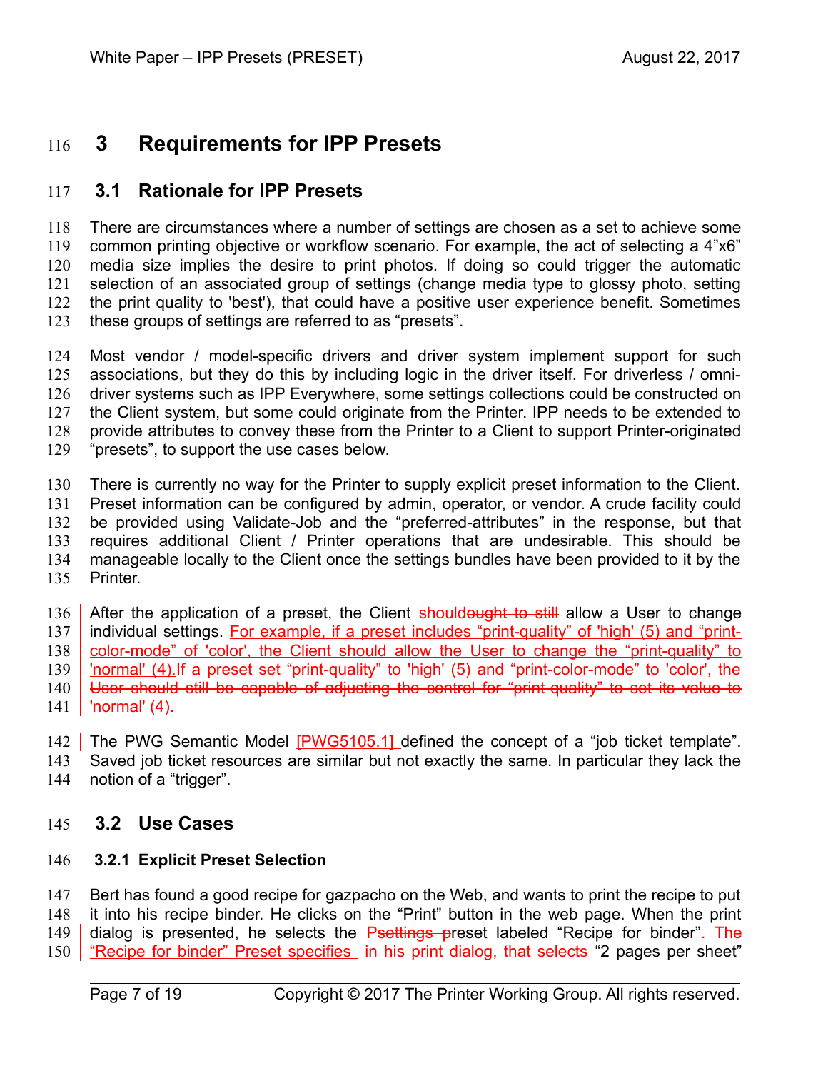# 3 Requirements for IPP Presets

## 3.1 Rationale for IPP Presets

There are circumstances where a number of settings are chosen as a set to achieve some common printing objective or workflow scenario. For example, the act of selecting a 4”x6” media size implies the desire to print photos. If doing so could trigger the automatic selection of an associated group of settings (change media type to glossy photo, setting the print quality to 'best'), that could have a positive user experience benefit. Sometimes these groups of settings are referred to as “presets”.

Most vendor / model-specific drivers and driver system implement support for such associations, but they do this by including logic in the driver itself. For driverless / omni-driver systems such as IPP Everywhere, some settings collections could be constructed on the Client system, but some could originate from the Printer. IPP needs to be extended to provide attributes to convey these from the Printer to a Client to support Printer-originated “presets”, to support the use cases below.

There is currently no way for the Printer to supply explicit preset information to the Client. Preset information can be configured by admin, operator, or vendor. A crude facility could be provided using Validate-Job and the “preferred-attributes” in the response, but that requires additional Client / Printer operations that are undesirable. This should be manageable locally to the Client once the settings bundles have been provided to it by the Printer.

After the application of a preset, the Client should~~ought to still~~ allow a User to change individual settings. For example, if a preset includes “print-quality” of 'high' (5) and “print-color-mode” of 'color', the Client should allow the User to change the “print-quality” to 'normal' (4).~~If a preset set “print-quality” to 'high' (5) and “print-color-mode” to 'color', the User should still be capable of adjusting the control for “print quality” to set its value to 'normal' (4).~~

The PWG Semantic Model [PWG5105.1] defined the concept of a “job ticket template”. Saved job ticket resources are similar but not exactly the same. In particular they lack the notion of a “trigger”.

## 3.2 Use Cases

### 3.2.1 Explicit Preset Selection

Bert has found a good recipe for gazpacho on the Web, and wants to print the recipe to put it into his recipe binder. He clicks on the “Print” button in the web page. When the print dialog is presented, he selects the P~~settings p~~reset labeled “Recipe for binder”. The “Recipe for binder” Preset specifies ~~in his print dialog, that selects~~ “2 pages per sheet”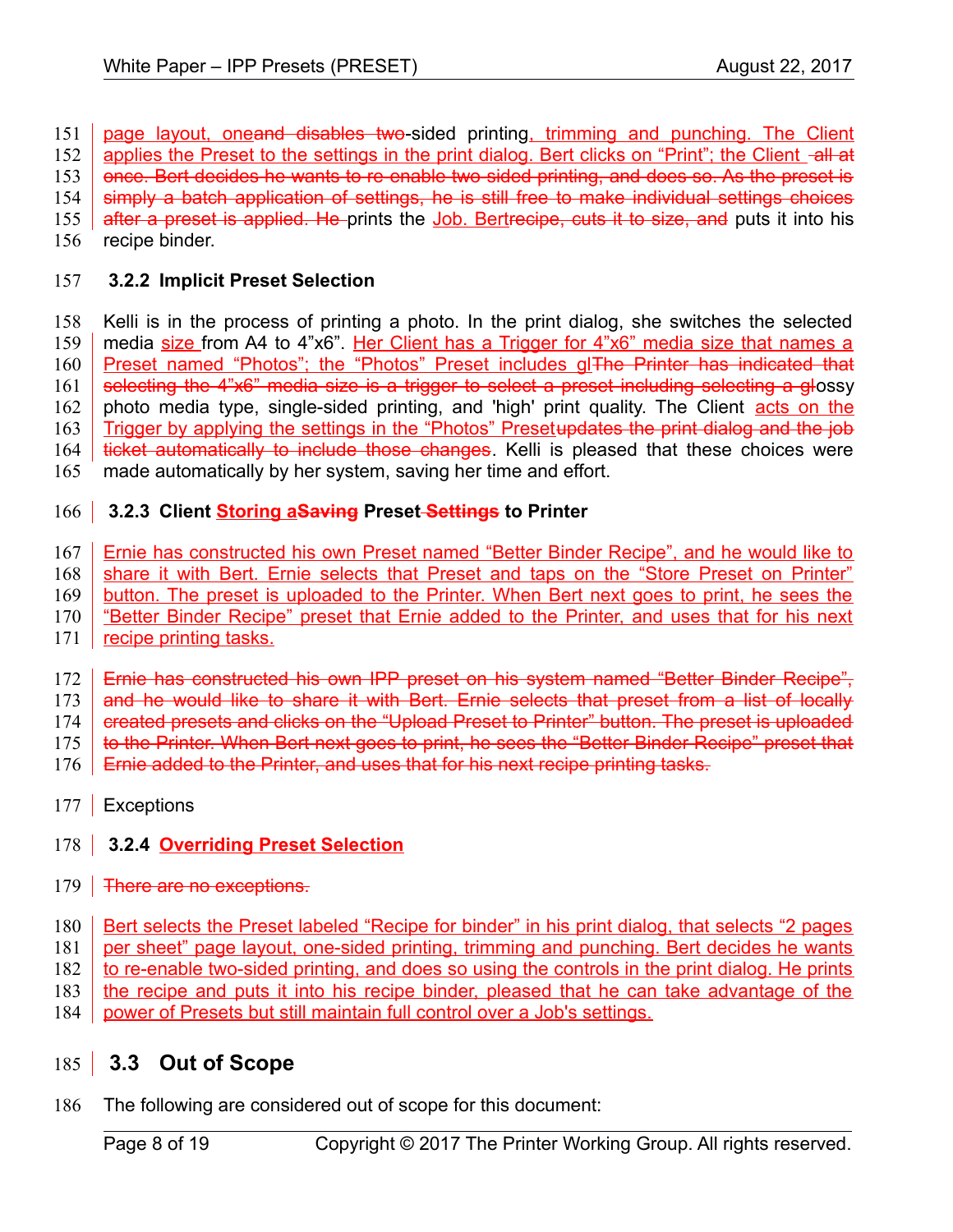page layout, one~~and disables two~~-sided printing, trimming and punching. The Client applies the Preset to the settings in the print dialog. Bert clicks on "Print"; the Client ~~all at once. Bert decides he wants to re-enable two sided printing, and does so. As the preset is simply a batch application of settings, he is still free to make individual settings choices after a preset is applied. He~~ prints the Job. Bert~~recipe, cuts it to size, and~~ puts it into his recipe binder.

### 3.2.2 Implicit Preset Selection

Kelli is in the process of printing a photo. In the print dialog, she switches the selected media size from A4 to 4"x6". Her Client has a Trigger for 4"x6" media size that names a Preset named "Photos"; the "Photos" Preset includes gl~~The Printer has indicated that selecting the 4"x6" media size is a trigger to select a preset including selecting a gl~~ossy photo media type, single-sided printing, and 'high' print quality. The Client acts on the Trigger by applying the settings in the "Photos" Preset~~updates the print dialog and the job ticket automatically to include those changes~~. Kelli is pleased that these choices were made automatically by her system, saving her time and effort.

### 3.2.3 Client Storing a~~Saving~~ Preset ~~Settings~~ to Printer

Ernie has constructed his own Preset named "Better Binder Recipe", and he would like to share it with Bert. Ernie selects that Preset and taps on the "Store Preset on Printer" button. The preset is uploaded to the Printer. When Bert next goes to print, he sees the "Better Binder Recipe" preset that Ernie added to the Printer, and uses that for his next recipe printing tasks.

~~Ernie has constructed his own IPP preset on his system named "Better Binder Recipe", and he would like to share it with Bert. Ernie selects that preset from a list of locally created presets and clicks on the "Upload Preset to Printer" button. The preset is uploaded to the Printer. When Bert next goes to print, he sees the "Better Binder Recipe" preset that Ernie added to the Printer, and uses that for his next recipe printing tasks.~~

Exceptions

### 3.2.4 Overriding Preset Selection

~~There are no exceptions.~~

Bert selects the Preset labeled "Recipe for binder" in his print dialog, that selects "2 pages per sheet" page layout, one-sided printing, trimming and punching. Bert decides he wants to re-enable two-sided printing, and does so using the controls in the print dialog. He prints the recipe and puts it into his recipe binder, pleased that he can take advantage of the power of Presets but still maintain full control over a Job's settings.

## 3.3 Out of Scope

The following are considered out of scope for this document: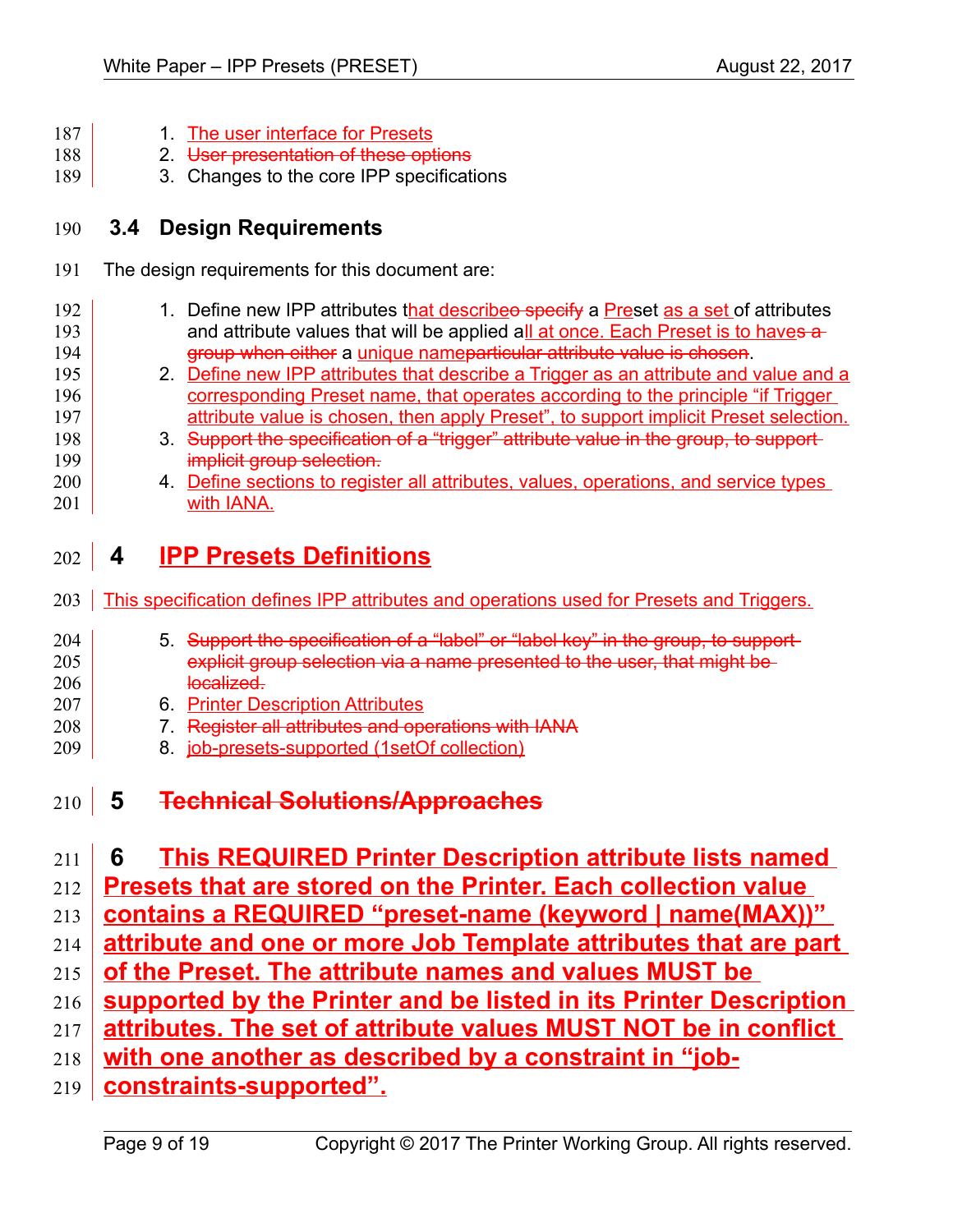1. The user interface for Presets
2. ~~User presentation of these options~~
3. Changes to the core IPP specifications

## 3.4 Design Requirements

The design requirements for this document are:

1. Define new IPP attributes that describe~~o specify~~ a Preset as a set of attributes and attribute values that will be applied all at once. Each Preset is to have~~s a group when either~~ a unique name~~particular attribute value is chosen~~.
2. Define new IPP attributes that describe a Trigger as an attribute and value and a corresponding Preset name, that operates according to the principle "if Trigger attribute value is chosen, then apply Preset", to support implicit Preset selection.
3. ~~Support the specification of a "trigger" attribute value in the group, to support implicit group selection.~~
4. Define sections to register all attributes, values, operations, and service types with IANA.

# 4 IPP Presets Definitions

This specification defines IPP attributes and operations used for Presets and Triggers.

5. ~~Support the specification of a "label" or "label key" in the group, to support explicit group selection via a name presented to the user, that might be localized.~~
6. Printer Description Attributes
7. ~~Register all attributes and operations with IANA~~
8. job-presets-supported (1setOf collection)

# 5 ~~Technical Solutions/Approaches~~

# 6 This REQUIRED Printer Description attribute lists named Presets that are stored on the Printer. Each collection value contains a REQUIRED "preset-name (keyword | name(MAX))" attribute and one or more Job Template attributes that are part of the Preset. The attribute names and values MUST be supported by the Printer and be listed in its Printer Description attributes. The set of attribute values MUST NOT be in conflict with one another as described by a constraint in "job-constraints-supported".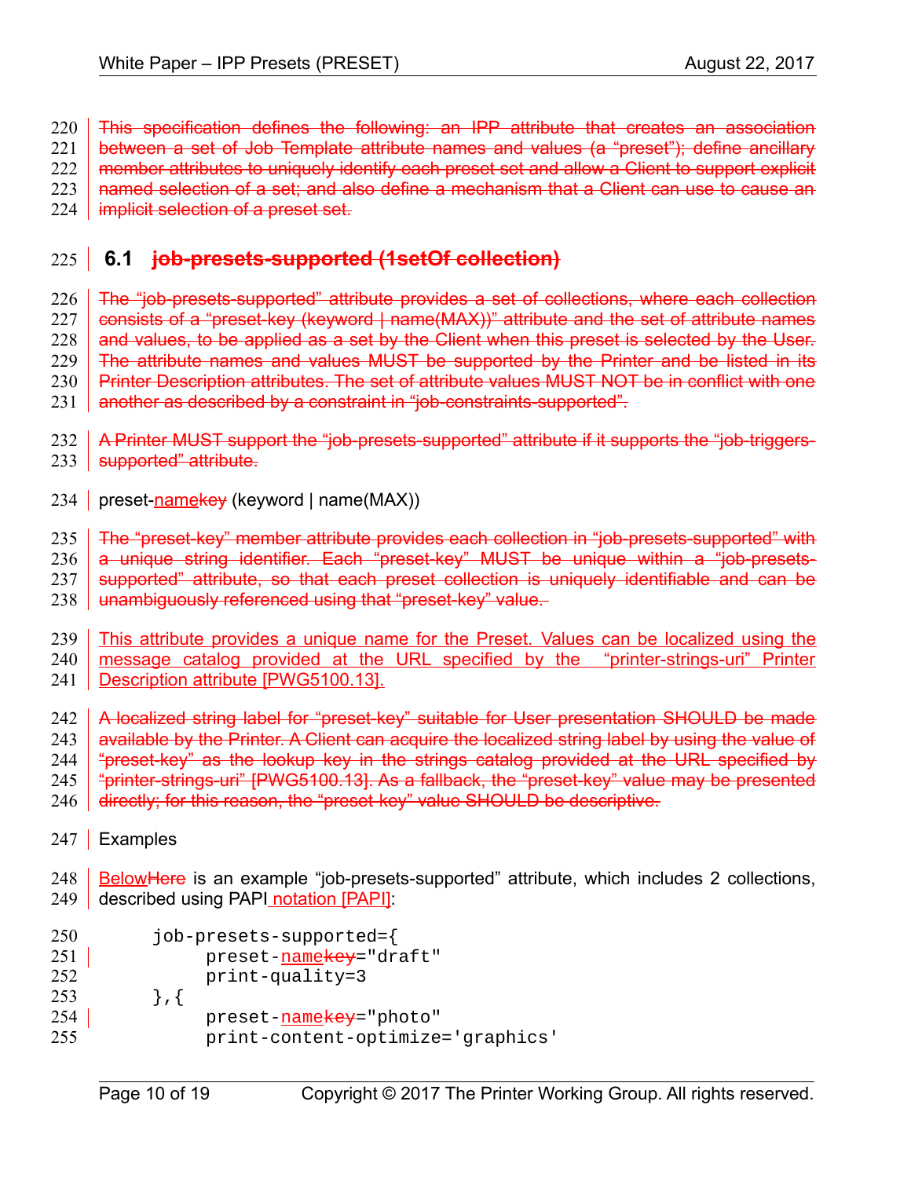This specification defines the following: an IPP attribute that creates an association between a set of Job Template attribute names and values (a "preset"); define ancillary member attributes to uniquely identify each preset set and allow a Client to support explicit named selection of a set; and also define a mechanism that a Client can use to cause an implicit selection of a preset set.

## 6.1 job-presets-supported (1setOf collection)

The "job-presets-supported" attribute provides a set of collections, where each collection consists of a "preset-key (keyword | name(MAX))" attribute and the set of attribute names and values, to be applied as a set by the Client when this preset is selected by the User. The attribute names and values MUST be supported by the Printer and be listed in its Printer Description attributes. The set of attribute values MUST NOT be in conflict with one another as described by a constraint in "job-constraints-supported".

A Printer MUST support the "job-presets-supported" attribute if it supports the "job-triggers-supported" attribute.

preset-namekey (keyword | name(MAX))

The "preset-key" member attribute provides each collection in "job-presets-supported" with a unique string identifier. Each "preset-key" MUST be unique within a "job-presets-supported" attribute, so that each preset collection is uniquely identifiable and can be unambiguously referenced using that "preset-key" value.

This attribute provides a unique name for the Preset. Values can be localized using the message catalog provided at the URL specified by the "printer-strings-uri" Printer Description attribute [PWG5100.13].

A localized string label for "preset-key" suitable for User presentation SHOULD be made available by the Printer. A Client can acquire the localized string label by using the value of "preset-key" as the lookup key in the strings catalog provided at the URL specified by "printer-strings-uri" [PWG5100.13]. As a fallback, the "preset-key" value may be presented directly; for this reason, the "preset-key" value SHOULD be descriptive.

Examples

BelowHere is an example "job-presets-supported" attribute, which includes 2 collections, described using PAPI notation [PAPI]:

```
job-presets-supported={
     preset-namekey="draft"
     print-quality=3
},{
     preset-namekey="photo"
     print-content-optimize='graphics'
```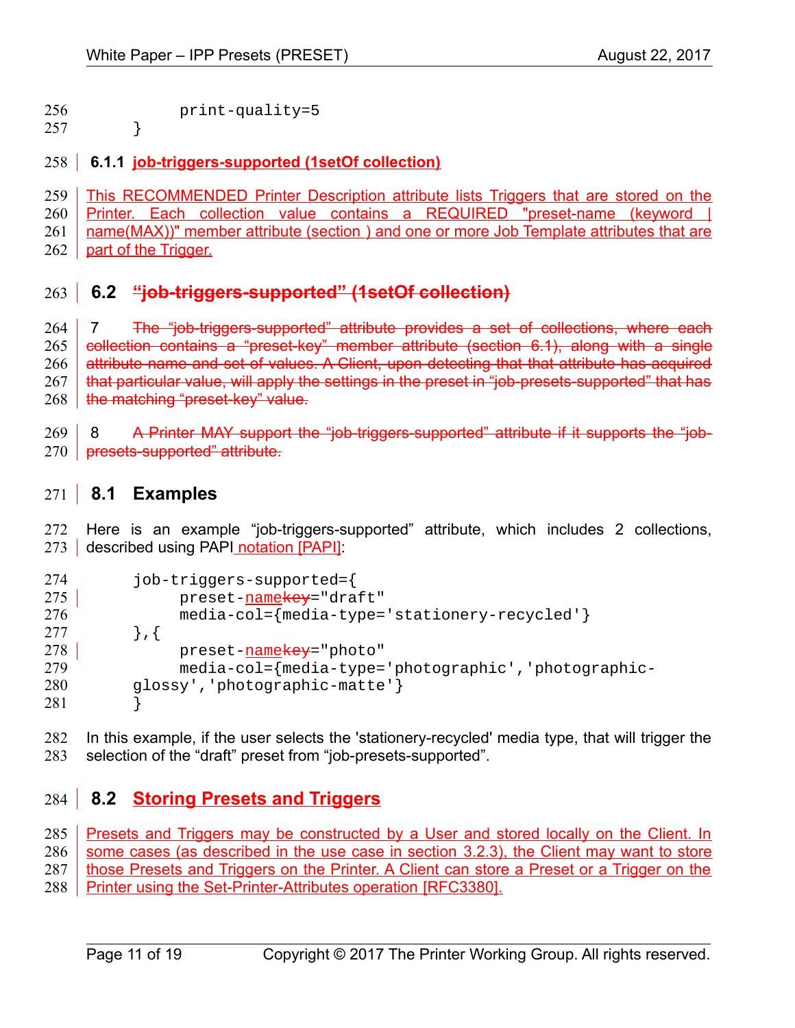```
        print-quality=5
    }
```

### 6.1.1 job-triggers-supported (1setOf collection)

This RECOMMENDED Printer Description attribute lists Triggers that are stored on the Printer. Each collection value contains a REQUIRED "preset-name (keyword | name(MAX))" member attribute (section ) and one or more Job Template attributes that are part of the Trigger.

## 6.2 ~~"job-triggers-supported" (1setOf collection)~~

7 ~~The "job-triggers-supported" attribute provides a set of collections, where each collection contains a "preset-key" member attribute (section 6.1), along with a single attribute name and set of values. A Client, upon detecting that that attribute has acquired that particular value, will apply the settings in the preset in "job-presets-supported" that has the matching "preset-key" value.~~

8 ~~A Printer MAY support the "job-triggers-supported" attribute if it supports the "job-presets-supported" attribute.~~

## 8.1 Examples

Here is an example "job-triggers-supported" attribute, which includes 2 collections, described using PAPI notation [PAPI]:

```
    job-triggers-supported={
        preset-namekey="draft"
        media-col={media-type='stationery-recycled'}
    },{
        preset-namekey="photo"
        media-col={media-type='photographic','photographic-
    glossy','photographic-matte'}
    }
```

In this example, if the user selects the 'stationery-recycled' media type, that will trigger the selection of the "draft" preset from "job-presets-supported".

## 8.2 Storing Presets and Triggers

Presets and Triggers may be constructed by a User and stored locally on the Client. In some cases (as described in the use case in section 3.2.3), the Client may want to store those Presets and Triggers on the Printer. A Client can store a Preset or a Trigger on the Printer using the Set-Printer-Attributes operation [RFC3380].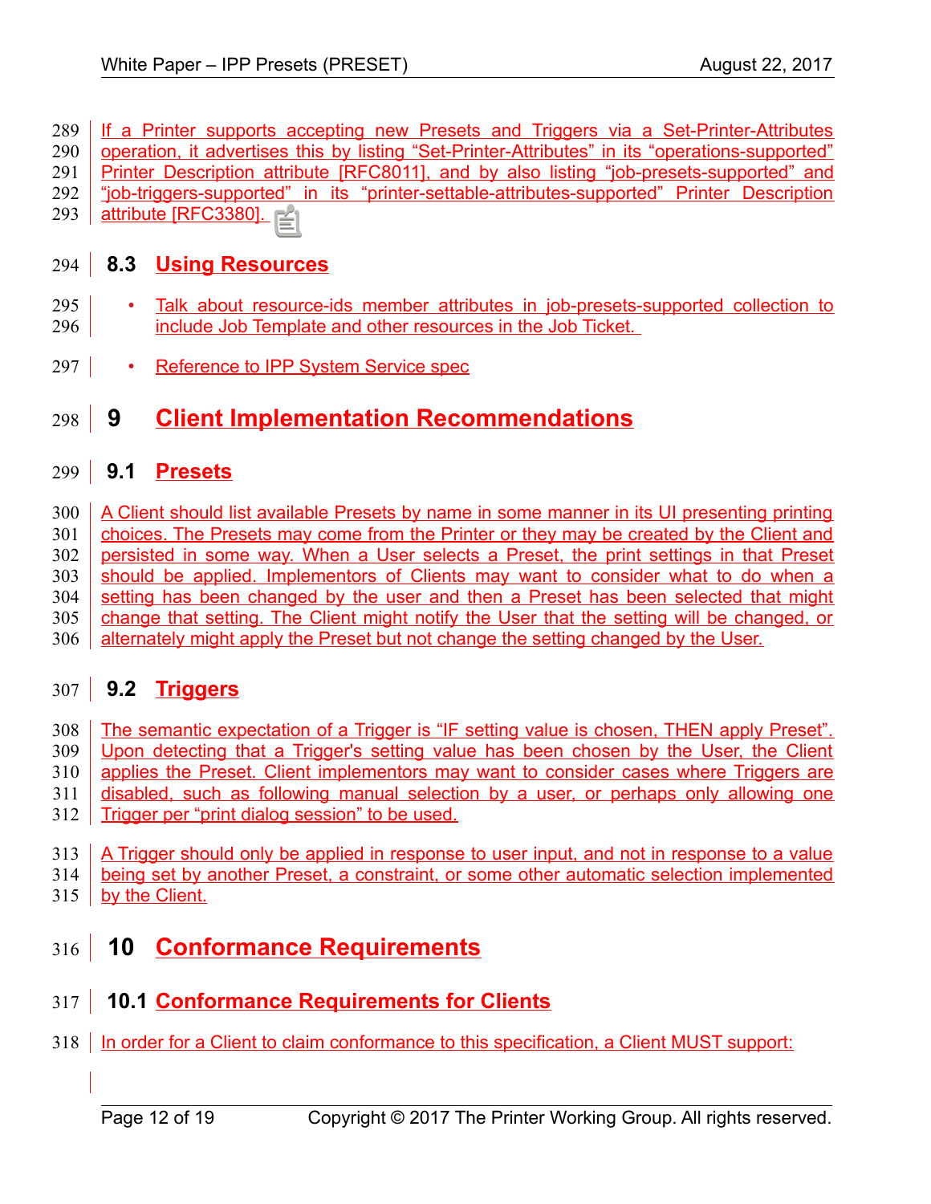If a Printer supports accepting new Presets and Triggers via a Set-Printer-Attributes operation, it advertises this by listing "Set-Printer-Attributes" in its "operations-supported" Printer Description attribute [RFC8011], and by also listing "job-presets-supported" and "job-triggers-supported" in its "printer-settable-attributes-supported" Printer Description attribute [RFC3380].

### 8.3 Using Resources

- Talk about resource-ids member attributes in job-presets-supported collection to include Job Template and other resources in the Job Ticket.
- Reference to IPP System Service spec

# 9 Client Implementation Recommendations

## 9.1 Presets

A Client should list available Presets by name in some manner in its UI presenting printing choices. The Presets may come from the Printer or they may be created by the Client and persisted in some way. When a User selects a Preset, the print settings in that Preset should be applied. Implementors of Clients may want to consider what to do when a setting has been changed by the user and then a Preset has been selected that might change that setting. The Client might notify the User that the setting will be changed, or alternately might apply the Preset but not change the setting changed by the User.

## 9.2 Triggers

The semantic expectation of a Trigger is "IF setting value is chosen, THEN apply Preset". Upon detecting that a Trigger's setting value has been chosen by the User, the Client applies the Preset. Client implementors may want to consider cases where Triggers are disabled, such as following manual selection by a user, or perhaps only allowing one Trigger per "print dialog session" to be used.

A Trigger should only be applied in response to user input, and not in response to a value being set by another Preset, a constraint, or some other automatic selection implemented by the Client.

# 10 Conformance Requirements

## 10.1 Conformance Requirements for Clients

In order for a Client to claim conformance to this specification, a Client MUST support: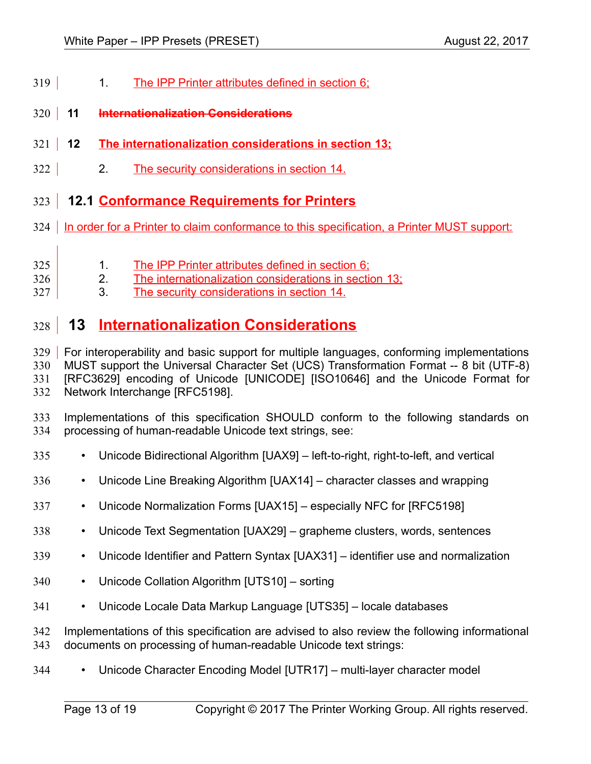1. The IPP Printer attributes defined in section 6;

# 11 ~~Internationalization Considerations~~

# 12 The internationalization considerations in section 13;

2. The security considerations in section 14.

## 12.1 Conformance Requirements for Printers

In order for a Printer to claim conformance to this specification, a Printer MUST support:

1. The IPP Printer attributes defined in section 6;
2. The internationalization considerations in section 13;
3. The security considerations in section 14.

# 13 Internationalization Considerations

For interoperability and basic support for multiple languages, conforming implementations MUST support the Universal Character Set (UCS) Transformation Format -- 8 bit (UTF-8) [RFC3629] encoding of Unicode [UNICODE] [ISO10646] and the Unicode Format for Network Interchange [RFC5198].

Implementations of this specification SHOULD conform to the following standards on processing of human-readable Unicode text strings, see:

- Unicode Bidirectional Algorithm [UAX9] – left-to-right, right-to-left, and vertical
- Unicode Line Breaking Algorithm [UAX14] – character classes and wrapping
- Unicode Normalization Forms [UAX15] – especially NFC for [RFC5198]
- Unicode Text Segmentation [UAX29] – grapheme clusters, words, sentences
- Unicode Identifier and Pattern Syntax [UAX31] – identifier use and normalization
- Unicode Collation Algorithm [UTS10] – sorting
- Unicode Locale Data Markup Language [UTS35] – locale databases

Implementations of this specification are advised to also review the following informational documents on processing of human-readable Unicode text strings:

- Unicode Character Encoding Model [UTR17] – multi-layer character model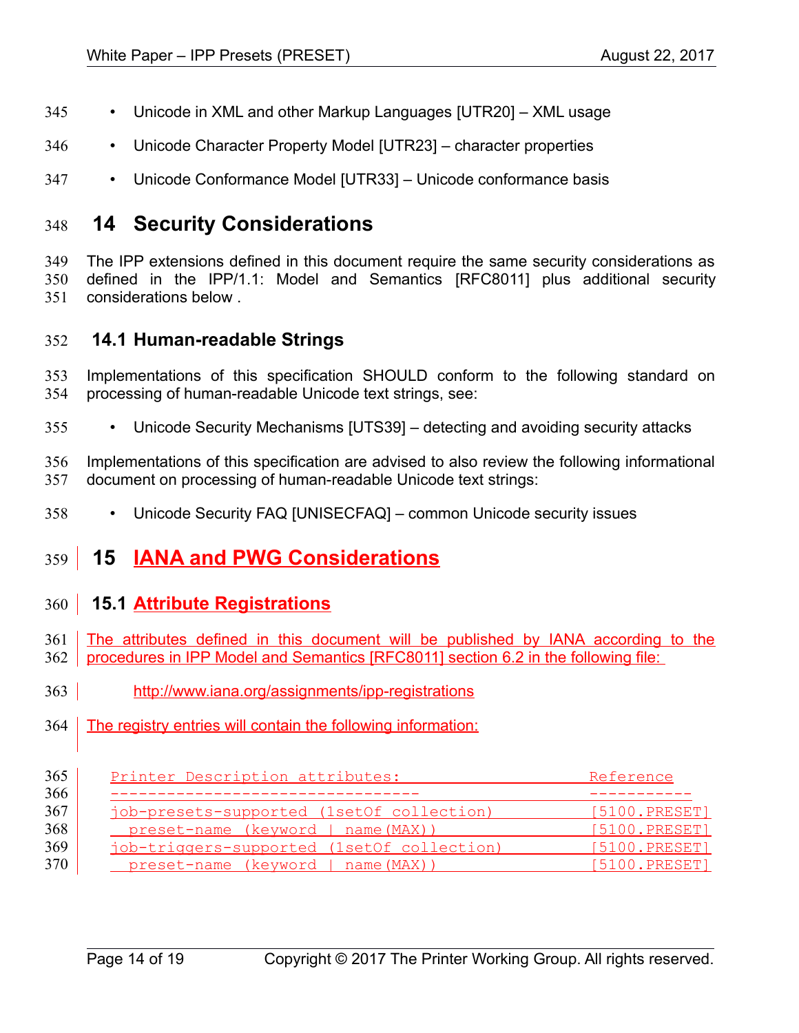- Unicode in XML and other Markup Languages [UTR20] – XML usage
- Unicode Character Property Model [UTR23] – character properties
- Unicode Conformance Model [UTR33] – Unicode conformance basis

# 14 Security Considerations

The IPP extensions defined in this document require the same security considerations as defined in the IPP/1.1: Model and Semantics [RFC8011] plus additional security considerations below .

## 14.1 Human-readable Strings

Implementations of this specification SHOULD conform to the following standard on processing of human-readable Unicode text strings, see:

- Unicode Security Mechanisms [UTS39] – detecting and avoiding security attacks

Implementations of this specification are advised to also review the following informational document on processing of human-readable Unicode text strings:

- Unicode Security FAQ [UNISECFAQ] – common Unicode security issues

# 15 IANA and PWG Considerations

## 15.1 Attribute Registrations

The attributes defined in this document will be published by IANA according to the procedures in IPP Model and Semantics [RFC8011] section 6.2 in the following file:

http://www.iana.org/assignments/ipp-registrations

The registry entries will contain the following information:

```
Printer Description attributes:                          Reference
--------------------------------                         -----------
job-presets-supported (1setOf collection)                [5100.PRESET]
  preset-name (keyword | name(MAX))                      [5100.PRESET]
job-triggers-supported (1setOf collection)               [5100.PRESET]
  preset-name (keyword | name(MAX))                      [5100.PRESET]
```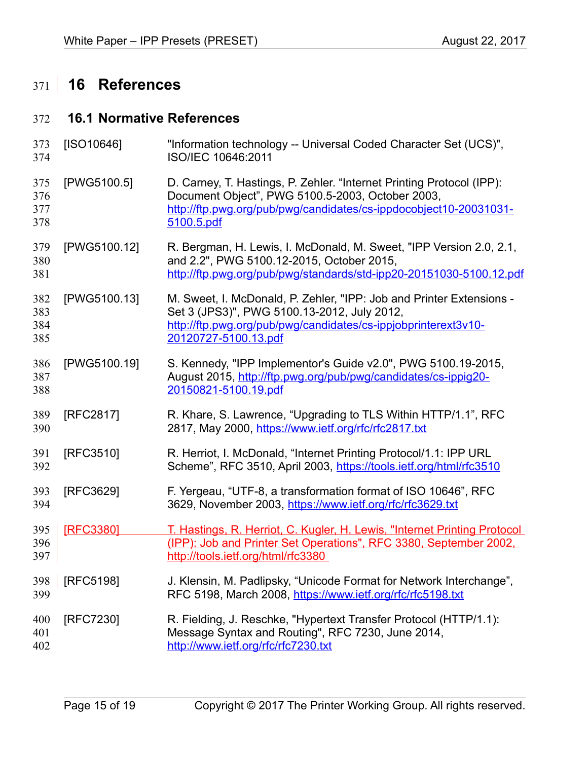# 16 References

## 16.1 Normative References

[ISO10646] "Information technology -- Universal Coded Character Set (UCS)", ISO/IEC 10646:2011

[PWG5100.5] D. Carney, T. Hastings, P. Zehler. “Internet Printing Protocol (IPP): Document Object”, PWG 5100.5-2003, October 2003, http://ftp.pwg.org/pub/pwg/candidates/cs-ippdocobject10-20031031-5100.5.pdf

[PWG5100.12] R. Bergman, H. Lewis, I. McDonald, M. Sweet, "IPP Version 2.0, 2.1, and 2.2", PWG 5100.12-2015, October 2015, http://ftp.pwg.org/pub/pwg/standards/std-ipp20-20151030-5100.12.pdf

[PWG5100.13] M. Sweet, I. McDonald, P. Zehler, "IPP: Job and Printer Extensions - Set 3 (JPS3)", PWG 5100.13-2012, July 2012, http://ftp.pwg.org/pub/pwg/candidates/cs-ippjobprinterext3v10-20120727-5100.13.pdf

[PWG5100.19] S. Kennedy, "IPP Implementor's Guide v2.0", PWG 5100.19-2015, August 2015, http://ftp.pwg.org/pub/pwg/candidates/cs-ippig20-20150821-5100.19.pdf

[RFC2817] R. Khare, S. Lawrence, “Upgrading to TLS Within HTTP/1.1”, RFC 2817, May 2000, https://www.ietf.org/rfc/rfc2817.txt

[RFC3510] R. Herriot, I. McDonald, “Internet Printing Protocol/1.1: IPP URL Scheme”, RFC 3510, April 2003, https://tools.ietf.org/html/rfc3510

[RFC3629] F. Yergeau, “UTF-8, a transformation format of ISO 10646”, RFC 3629, November 2003, https://www.ietf.org/rfc/rfc3629.txt

[RFC3380] T. Hastings, R. Herriot, C. Kugler, H. Lewis, "Internet Printing Protocol (IPP): Job and Printer Set Operations", RFC 3380, September 2002, http://tools.ietf.org/html/rfc3380

[RFC5198] J. Klensin, M. Padlipsky, “Unicode Format for Network Interchange”, RFC 5198, March 2008, https://www.ietf.org/rfc/rfc5198.txt

[RFC7230] R. Fielding, J. Reschke, "Hypertext Transfer Protocol (HTTP/1.1): Message Syntax and Routing", RFC 7230, June 2014, http://www.ietf.org/rfc/rfc7230.txt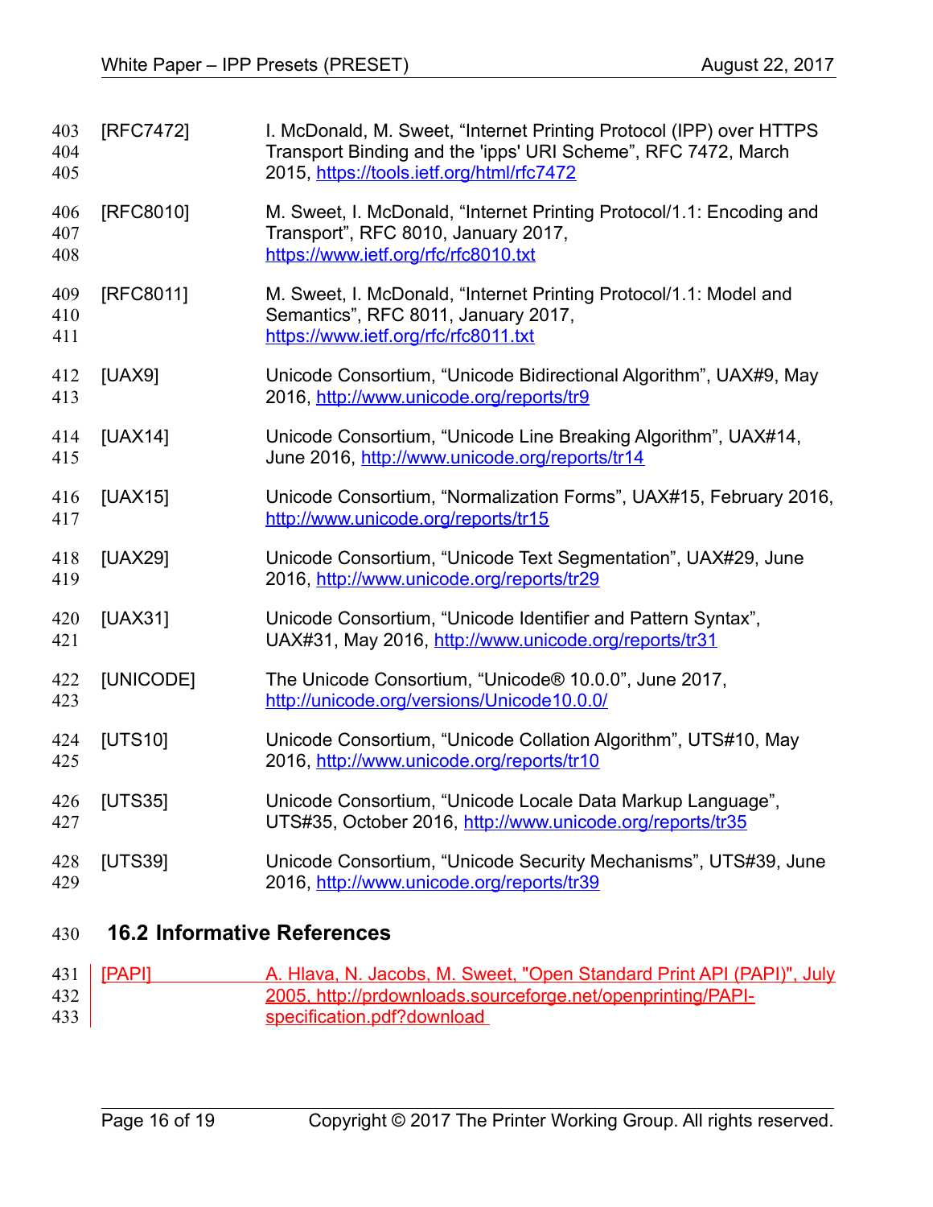[RFC7472] I. McDonald, M. Sweet, “Internet Printing Protocol (IPP) over HTTPS Transport Binding and the 'ipps' URI Scheme”, RFC 7472, March 2015, https://tools.ietf.org/html/rfc7472

[RFC8010] M. Sweet, I. McDonald, “Internet Printing Protocol/1.1: Encoding and Transport”, RFC 8010, January 2017, https://www.ietf.org/rfc/rfc8010.txt

[RFC8011] M. Sweet, I. McDonald, “Internet Printing Protocol/1.1: Model and Semantics”, RFC 8011, January 2017, https://www.ietf.org/rfc/rfc8011.txt

[UAX9] Unicode Consortium, “Unicode Bidirectional Algorithm”, UAX#9, May 2016, http://www.unicode.org/reports/tr9

[UAX14] Unicode Consortium, “Unicode Line Breaking Algorithm”, UAX#14, June 2016, http://www.unicode.org/reports/tr14

[UAX15] Unicode Consortium, “Normalization Forms”, UAX#15, February 2016, http://www.unicode.org/reports/tr15

[UAX29] Unicode Consortium, “Unicode Text Segmentation”, UAX#29, June 2016, http://www.unicode.org/reports/tr29

[UAX31] Unicode Consortium, “Unicode Identifier and Pattern Syntax”, UAX#31, May 2016, http://www.unicode.org/reports/tr31

[UNICODE] The Unicode Consortium, “Unicode® 10.0.0”, June 2017, http://unicode.org/versions/Unicode10.0.0/

[UTS10] Unicode Consortium, “Unicode Collation Algorithm”, UTS#10, May 2016, http://www.unicode.org/reports/tr10

[UTS35] Unicode Consortium, “Unicode Locale Data Markup Language”, UTS#35, October 2016, http://www.unicode.org/reports/tr35

[UTS39] Unicode Consortium, “Unicode Security Mechanisms”, UTS#39, June 2016, http://www.unicode.org/reports/tr39

## 16.2 Informative References

[PAPI] A. Hlava, N. Jacobs, M. Sweet, "Open Standard Print API (PAPI)", July 2005, http://prdownloads.sourceforge.net/openprinting/PAPI-specification.pdf?download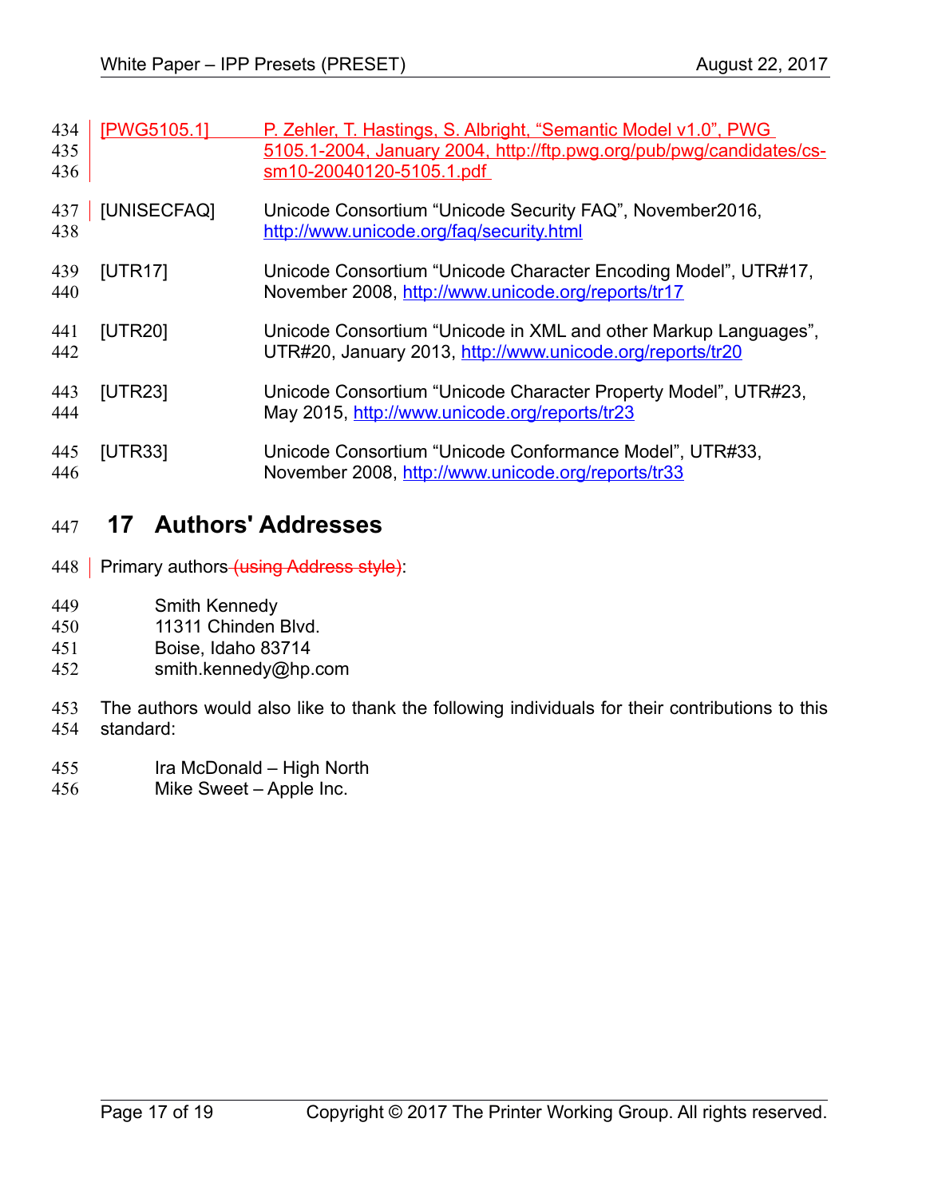[PWG5105.1] P. Zehler, T. Hastings, S. Albright, “Semantic Model v1.0”, PWG 5105.1-2004, January 2004, http://ftp.pwg.org/pub/pwg/candidates/cs-sm10-20040120-5105.1.pdf

[UNISECFAQ] Unicode Consortium “Unicode Security FAQ”, November2016, http://www.unicode.org/faq/security.html

[UTR17] Unicode Consortium “Unicode Character Encoding Model”, UTR#17, November 2008, http://www.unicode.org/reports/tr17

[UTR20] Unicode Consortium “Unicode in XML and other Markup Languages”, UTR#20, January 2013, http://www.unicode.org/reports/tr20

[UTR23] Unicode Consortium “Unicode Character Property Model”, UTR#23, May 2015, http://www.unicode.org/reports/tr23

[UTR33] Unicode Consortium “Unicode Conformance Model”, UTR#33, November 2008, http://www.unicode.org/reports/tr33

# 17 Authors' Addresses

Primary authors ~~(using Address style)~~:

Smith Kennedy
11311 Chinden Blvd.
Boise, Idaho 83714
smith.kennedy@hp.com

The authors would also like to thank the following individuals for their contributions to this standard:

Ira McDonald – High North
Mike Sweet – Apple Inc.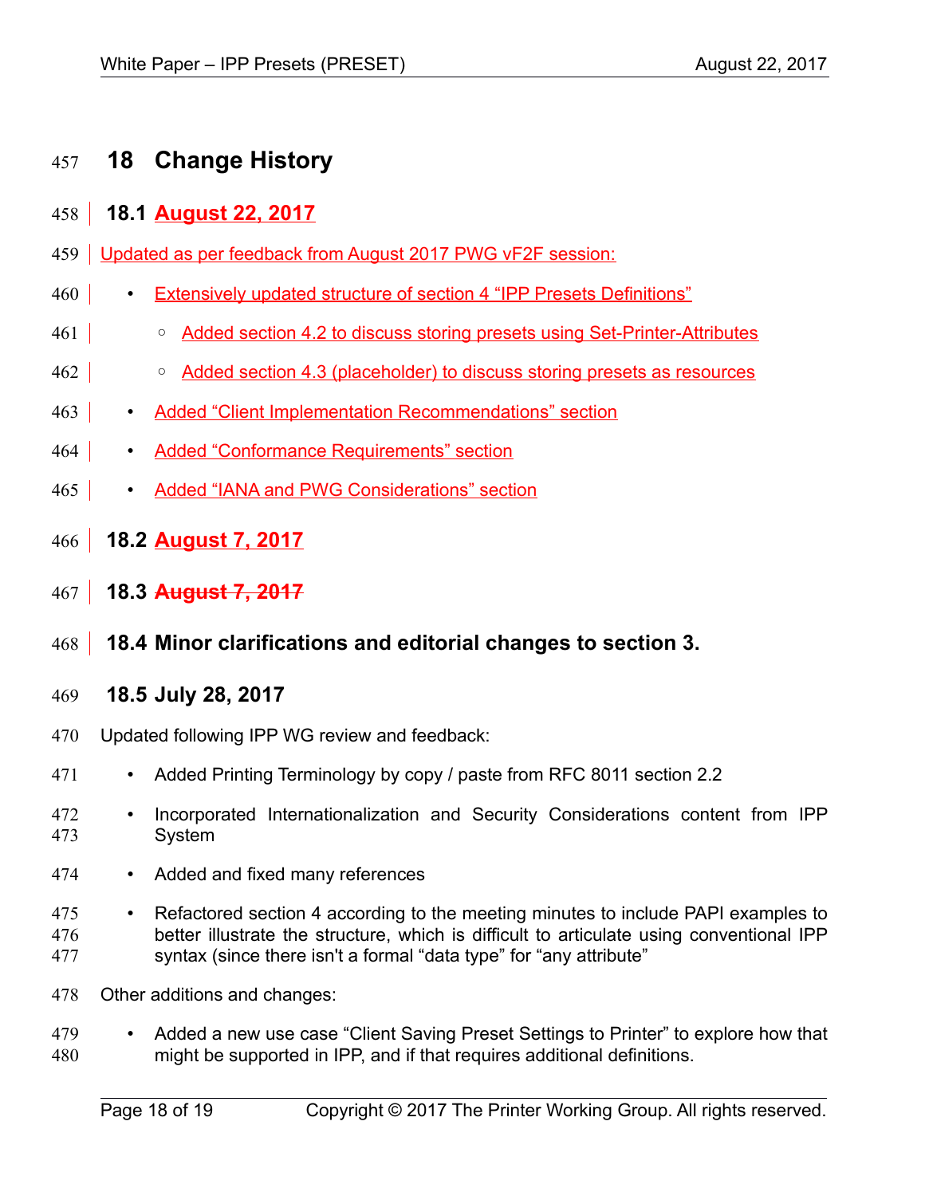# 18 Change History

## 18.1 August 22, 2017

Updated as per feedback from August 2017 PWG vF2F session:

- Extensively updated structure of section 4 “IPP Presets Definitions”
  - Added section 4.2 to discuss storing presets using Set-Printer-Attributes
  - Added section 4.3 (placeholder) to discuss storing presets as resources
- Added “Client Implementation Recommendations” section
- Added “Conformance Requirements” section
- Added “IANA and PWG Considerations” section

## 18.2 August 7, 2017

## 18.3 ~~August 7, 2017~~

## 18.4 Minor clarifications and editorial changes to section 3.

## 18.5 July 28, 2017

Updated following IPP WG review and feedback:

- Added Printing Terminology by copy / paste from RFC 8011 section 2.2
- Incorporated Internationalization and Security Considerations content from IPP System
- Added and fixed many references
- Refactored section 4 according to the meeting minutes to include PAPI examples to better illustrate the structure, which is difficult to articulate using conventional IPP syntax (since there isn't a formal “data type” for “any attribute”

Other additions and changes:

- Added a new use case “Client Saving Preset Settings to Printer” to explore how that might be supported in IPP, and if that requires additional definitions.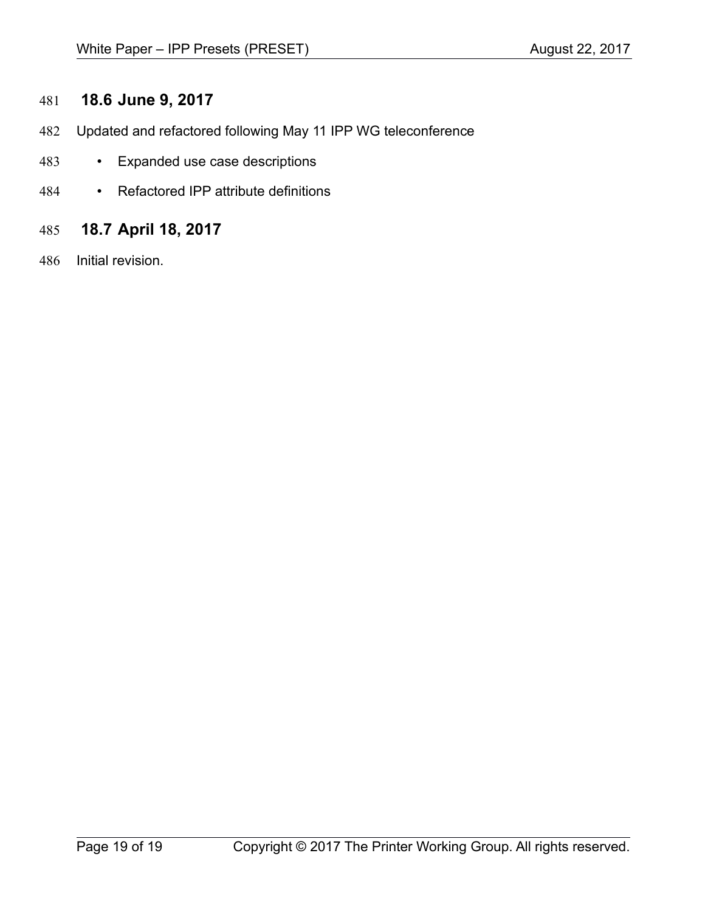## 18.6 June 9, 2017

Updated and refactored following May 11 IPP WG teleconference

- Expanded use case descriptions
- Refactored IPP attribute definitions

## 18.7 April 18, 2017

Initial revision.